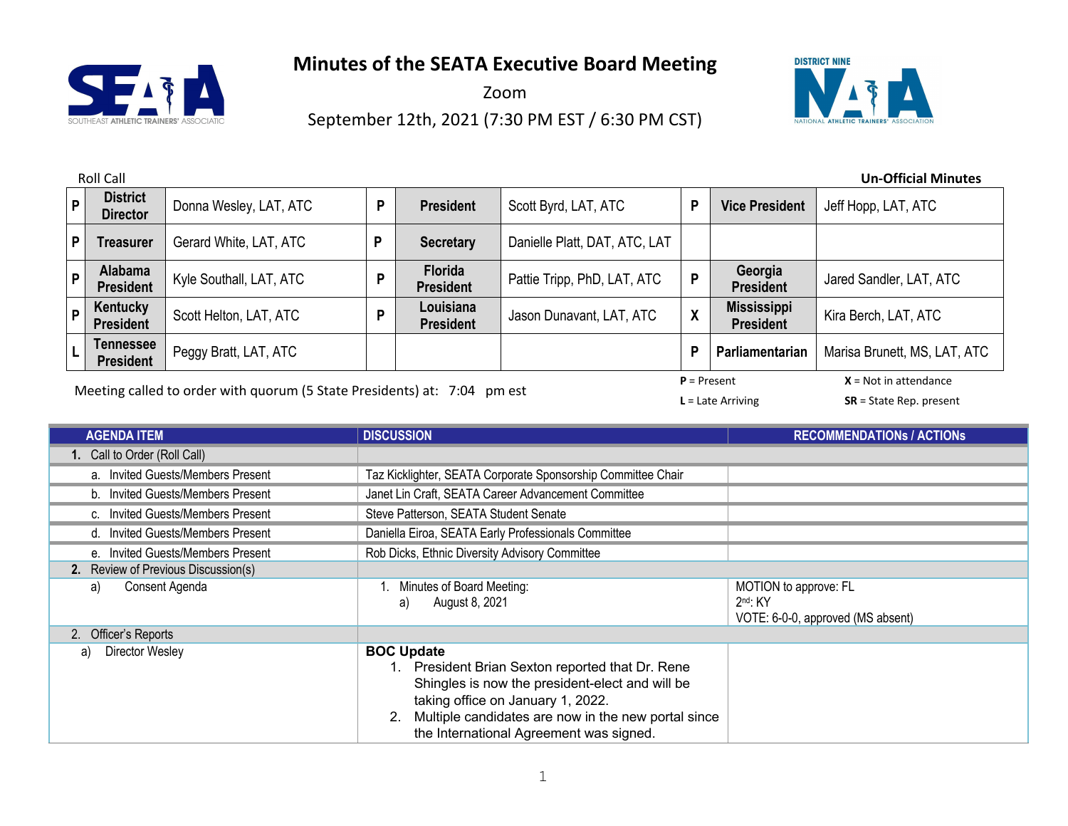# Minutes of the SEATA Executive Board Meeting

Zoom

September 12th, 2021 (7:30 PM EST / 6:30 PM CST)

Roll Call

**Un-Official Minutes**

| | | | | | | | | |
|---|---|---|---|---|---|---|---|---|
| P | **District Director** | Donna Wesley, LAT, ATC | P | **President** | Scott Byrd, LAT, ATC | P | **Vice President** | Jeff Hopp, LAT, ATC |
| P | **Treasurer** | Gerard White, LAT, ATC | P | **Secretary** | Danielle Platt, DAT, ATC, LAT | | | |
| P | **Alabama President** | Kyle Southall, LAT, ATC | P | **Florida President** | Pattie Tripp, PhD, LAT, ATC | P | **Georgia President** | Jared Sandler, LAT, ATC |
| P | **Kentucky President** | Scott Helton, LAT, ATC | P | **Louisiana President** | Jason Dunavant, LAT, ATC | X | **Mississippi President** | Kira Berch, LAT, ATC |
| L | **Tennessee President** | Peggy Bratt, LAT, ATC | | | | P | **Parliamentarian** | Marisa Brunett, MS, LAT, ATC |

Meeting called to order with quorum (5 State Presidents) at: 7:04 pm est

**P** = Present **X** = Not in attendance
**L** = Late Arriving **SR** = State Rep. present

| AGENDA ITEM | DISCUSSION | RECOMMENDATIONs / ACTIONs |
|---|---|---|
| **1.** Call to Order (Roll Call) | | |
| a. Invited Guests/Members Present | Taz Kicklighter, SEATA Corporate Sponsorship Committee Chair | |
| b. Invited Guests/Members Present | Janet Lin Craft, SEATA Career Advancement Committee | |
| c. Invited Guests/Members Present | Steve Patterson, SEATA Student Senate | |
| d. Invited Guests/Members Present | Daniella Eiroa, SEATA Early Professionals Committee | |
| e. Invited Guests/Members Present | Rob Dicks, Ethnic Diversity Advisory Committee | |
| **2.** Review of Previous Discussion(s) | | |
| a) Consent Agenda | 1. Minutes of Board Meeting:<br>a) August 8, 2021 | MOTION to approve: FL<br>2nd: KY<br>VOTE: 6-0-0, approved (MS absent) |
| 2. Officer's Reports | | |
| a) Director Wesley | **BOC Update**<br>1. President Brian Sexton reported that Dr. Rene Shingles is now the president-elect and will be taking office on January 1, 2022.<br>2. Multiple candidates are now in the new portal since the International Agreement was signed. | |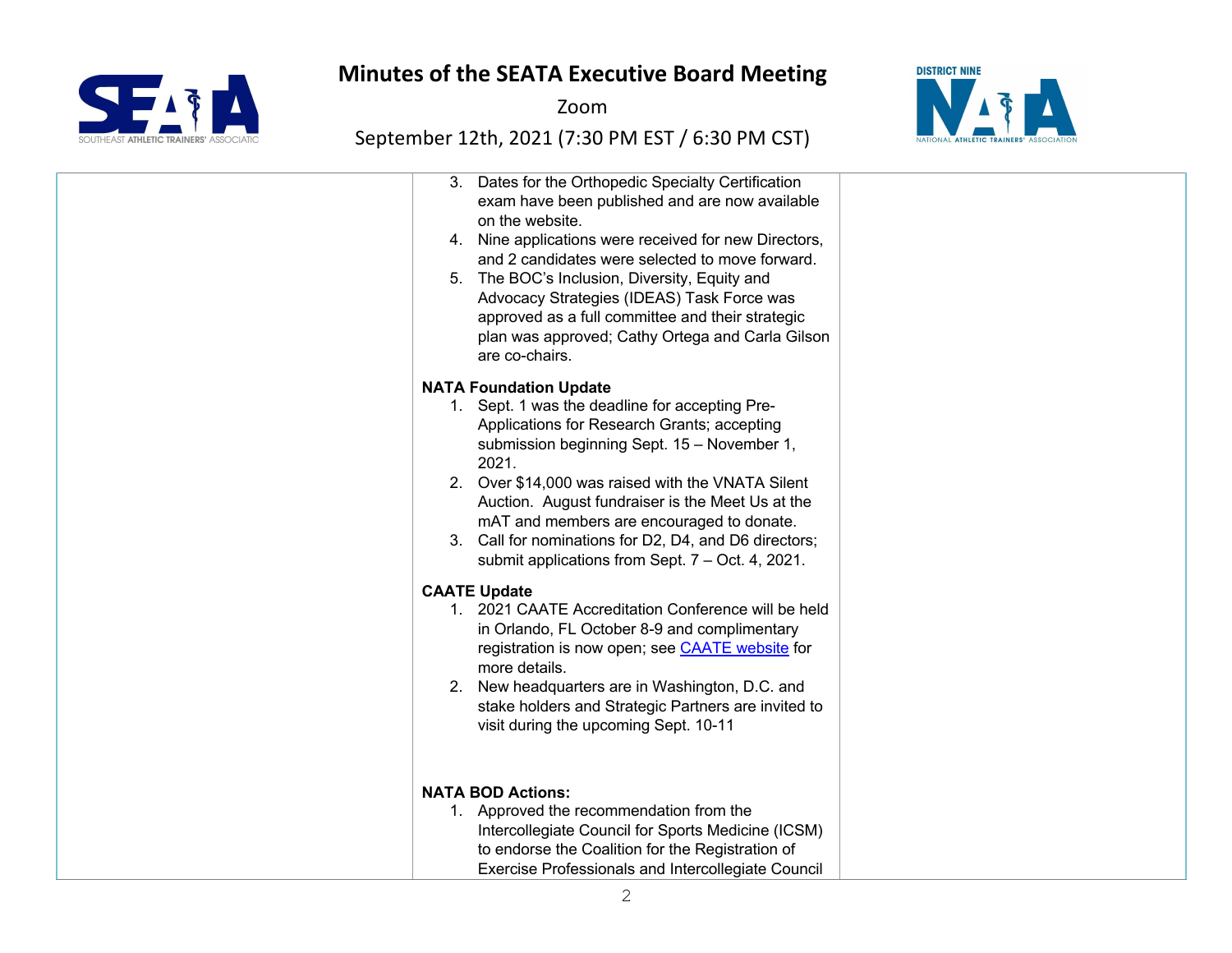3. Dates for the Orthopedic Specialty Certification exam have been published and are now available on the website.
4. Nine applications were received for new Directors, and 2 candidates were selected to move forward.
5. The BOC's Inclusion, Diversity, Equity and Advocacy Strategies (IDEAS) Task Force was approved as a full committee and their strategic plan was approved; Cathy Ortega and Carla Gilson are co-chairs.

**NATA Foundation Update**

1. Sept. 1 was the deadline for accepting Pre-Applications for Research Grants; accepting submission beginning Sept. 15 – November 1, 2021.
2. Over $14,000 was raised with the VNATA Silent Auction. August fundraiser is the Meet Us at the mAT and members are encouraged to donate.
3. Call for nominations for D2, D4, and D6 directors; submit applications from Sept. 7 – Oct. 4, 2021.

**CAATE Update**

1. 2021 CAATE Accreditation Conference will be held in Orlando, FL October 8-9 and complimentary registration is now open; see [CAATE website]() for more details.
2. New headquarters are in Washington, D.C. and stake holders and Strategic Partners are invited to visit during the upcoming Sept. 10-11

**NATA BOD Actions:**

1. Approved the recommendation from the Intercollegiate Council for Sports Medicine (ICSM) to endorse the Coalition for the Registration of Exercise Professionals and Intercollegiate Council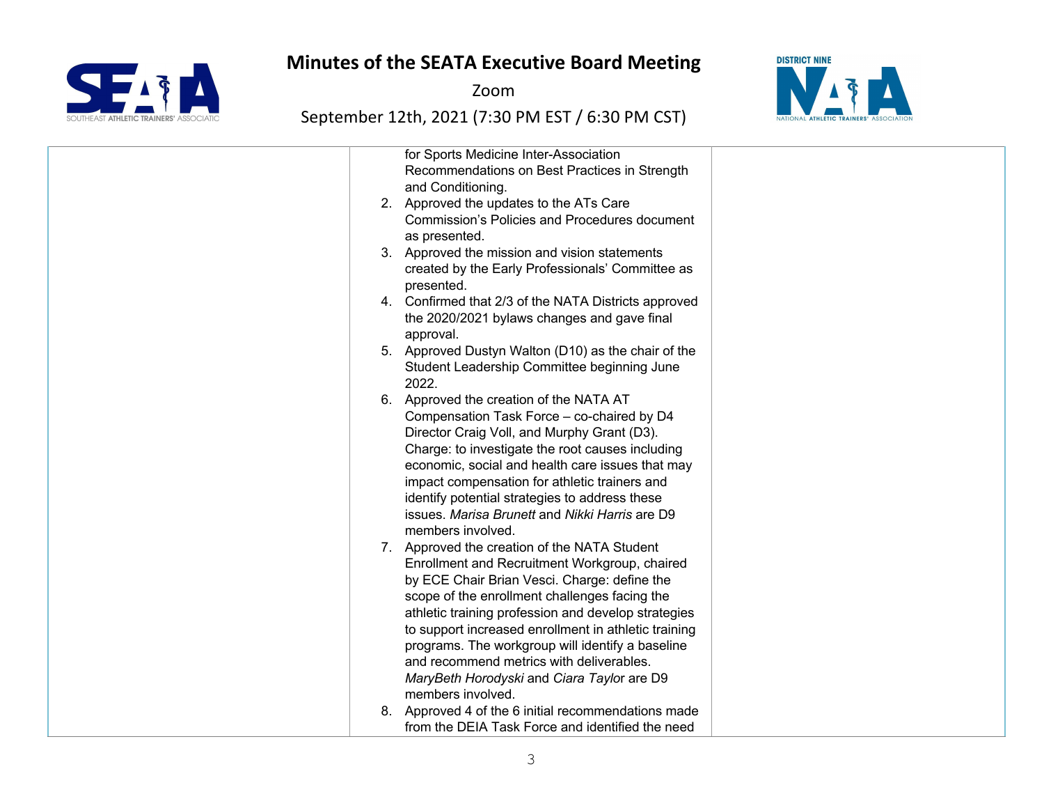| | | |
|---|---|---|
| | for Sports Medicine Inter-Association Recommendations on Best Practices in Strength and Conditioning.<br>2. Approved the updates to the ATs Care Commission's Policies and Procedures document as presented.<br>3. Approved the mission and vision statements created by the Early Professionals' Committee as presented.<br>4. Confirmed that 2/3 of the NATA Districts approved the 2020/2021 bylaws changes and gave final approval.<br>5. Approved Dustyn Walton (D10) as the chair of the Student Leadership Committee beginning June 2022.<br>6. Approved the creation of the NATA AT Compensation Task Force – co-chaired by D4 Director Craig Voll, and Murphy Grant (D3). Charge: to investigate the root causes including economic, social and health care issues that may impact compensation for athletic trainers and identify potential strategies to address these issues. *Marisa Brunett* and *Nikki Harris* are D9 members involved.<br>7. Approved the creation of the NATA Student Enrollment and Recruitment Workgroup, chaired by ECE Chair Brian Vesci. Charge: define the scope of the enrollment challenges facing the athletic training profession and develop strategies to support increased enrollment in athletic training programs. The workgroup will identify a baseline and recommend metrics with deliverables. *MaryBeth Horodyski* and *Ciara Taylor* are D9 members involved.<br>8. Approved 4 of the 6 initial recommendations made from the DEIA Task Force and identified the need | |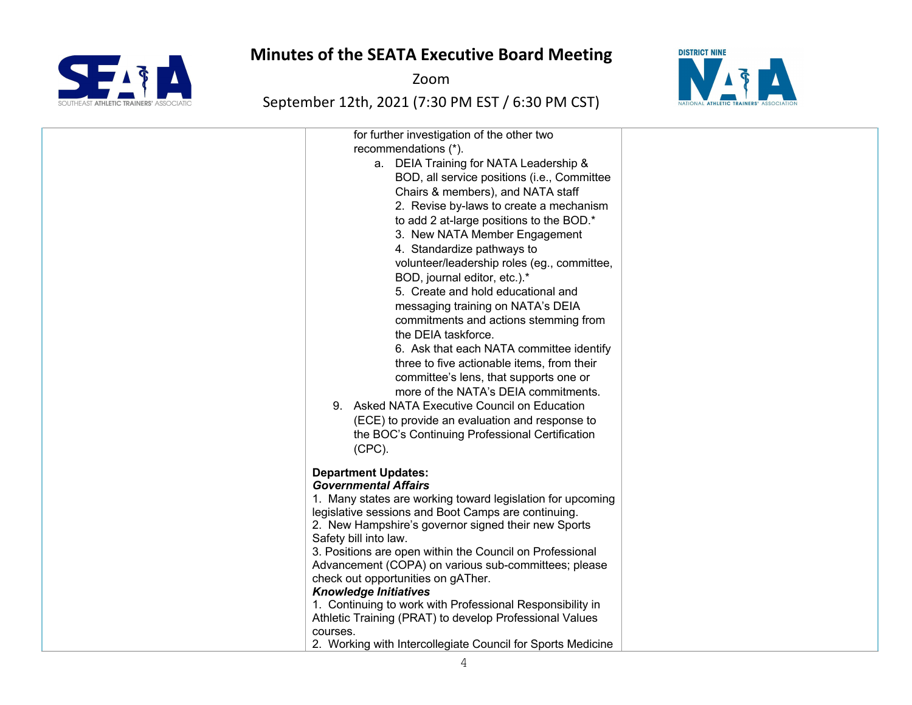| | | |
|---|---|---|
| | for further investigation of the other two recommendations (*).<br>a. DEIA Training for NATA Leadership & BOD, all service positions (i.e., Committee Chairs & members), and NATA staff<br>2. Revise by-laws to create a mechanism to add 2 at-large positions to the BOD.*<br>3. New NATA Member Engagement<br>4. Standardize pathways to volunteer/leadership roles (eg., committee, BOD, journal editor, etc.).*<br>5. Create and hold educational and messaging training on NATA's DEIA commitments and actions stemming from the DEIA taskforce.<br>6. Ask that each NATA committee identify three to five actionable items, from their committee's lens, that supports one or more of the NATA's DEIA commitments.<br>9. Asked NATA Executive Council on Education (ECE) to provide an evaluation and response to the BOC's Continuing Professional Certification (CPC).<br><br>**Department Updates:**<br>***Governmental Affairs***<br>1. Many states are working toward legislation for upcoming legislative sessions and Boot Camps are continuing.<br>2. New Hampshire's governor signed their new Sports Safety bill into law.<br>3. Positions are open within the Council on Professional Advancement (COPA) on various sub-committees; please check out opportunities on gAThe r.<br>***Knowledge Initiatives***<br>1. Continuing to work with Professional Responsibility in Athletic Training (PRAT) to develop Professional Values courses.<br>2. Working with Intercollegiate Council for Sports Medicine | |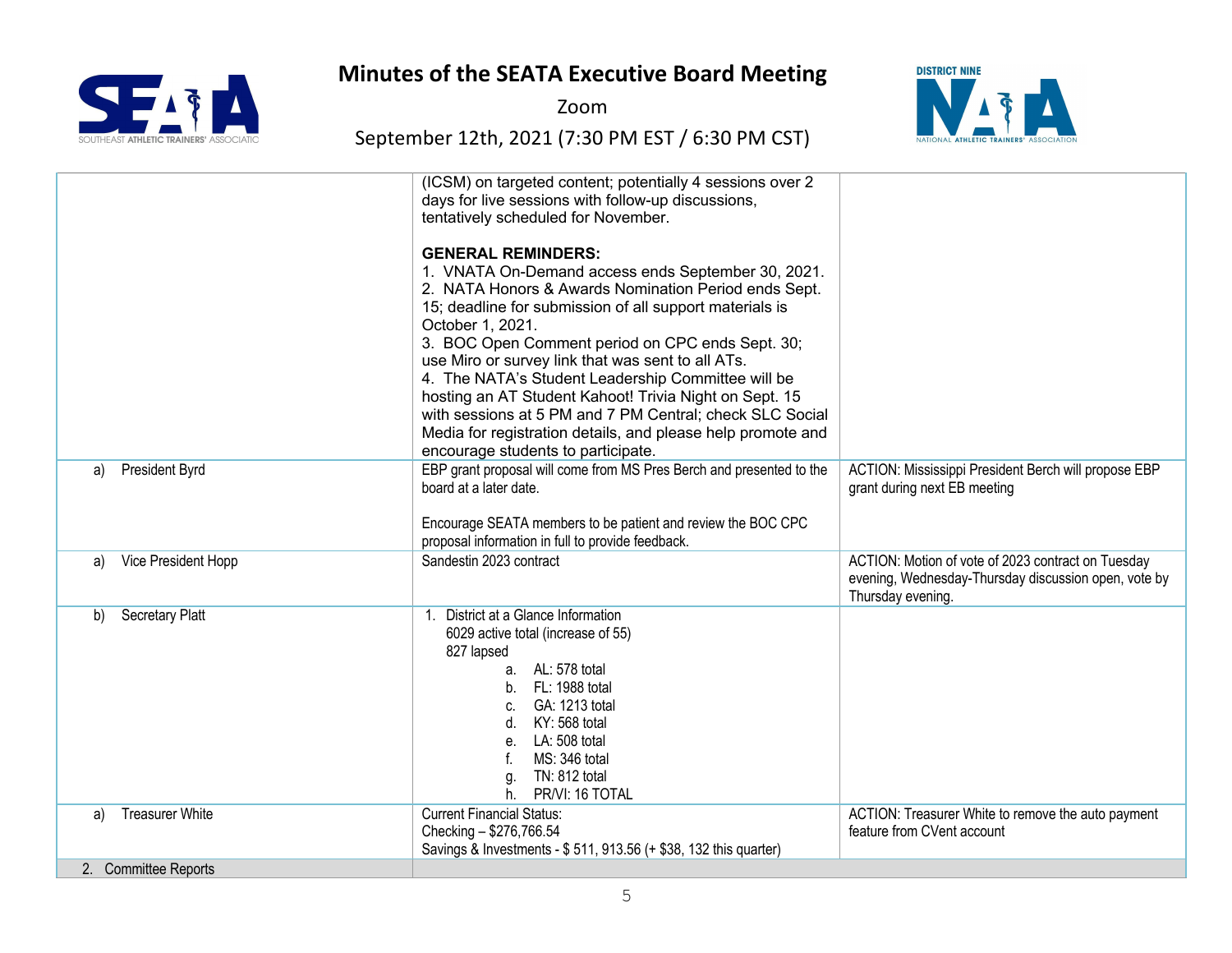# Minutes of the SEATA Executive Board Meeting

Zoom

September 12th, 2021 (7:30 PM EST / 6:30 PM CST)

| | | |
|---|---|---|
| | (ICSM) on targeted content; potentially 4 sessions over 2 days for live sessions with follow-up discussions, tentatively scheduled for November.<br><br>**GENERAL REMINDERS:**<br>1. VNATA On-Demand access ends September 30, 2021.<br>2. NATA Honors & Awards Nomination Period ends Sept. 15; deadline for submission of all support materials is October 1, 2021.<br>3. BOC Open Comment period on CPC ends Sept. 30; use Miro or survey link that was sent to all ATs.<br>4. The NATA's Student Leadership Committee will be hosting an AT Student Kahoot! Trivia Night on Sept. 15 with sessions at 5 PM and 7 PM Central; check SLC Social Media for registration details, and please help promote and encourage students to participate. | |
| a) President Byrd | EBP grant proposal will come from MS Pres Berch and presented to the board at a later date.<br><br>Encourage SEATA members to be patient and review the BOC CPC proposal information in full to provide feedback. | ACTION: Mississippi President Berch will propose EBP grant during next EB meeting |
| a) Vice President Hopp | Sandestin 2023 contract | ACTION: Motion of vote of 2023 contract on Tuesday evening, Wednesday-Thursday discussion open, vote by Thursday evening. |
| b) Secretary Platt | 1. District at a Glance Information<br>6029 active total (increase of 55)<br>827 lapsed<br>a. AL: 578 total<br>b. FL: 1988 total<br>c. GA: 1213 total<br>d. KY: 568 total<br>e. LA: 508 total<br>f. MS: 346 total<br>g. TN: 812 total<br>h. PR/VI: 16 TOTAL | |
| a) Treasurer White | Current Financial Status:<br>Checking – $276,766.54<br>Savings & Investments - $ 511, 913.56 (+ $38, 132 this quarter) | ACTION: Treasurer White to remove the auto payment feature from CVent account |
| 2. Committee Reports | | |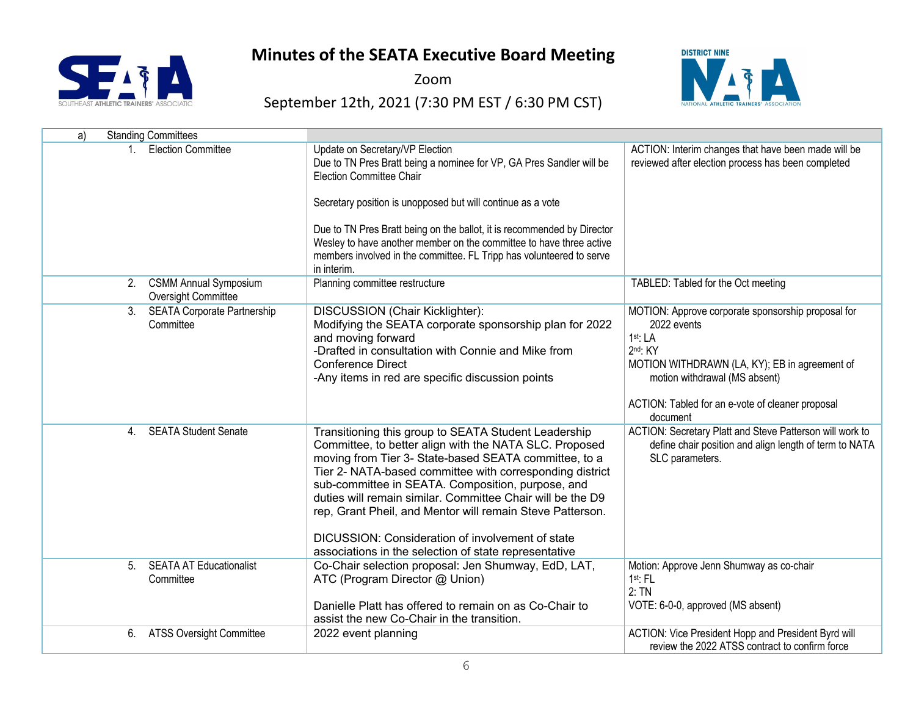# Minutes of the SEATA Executive Board Meeting

Zoom

September 12th, 2021 (7:30 PM EST / 6:30 PM CST)

| a) Standing Committees | | |
|---|---|---|
| 1. Election Committee | Update on Secretary/VP Election<br>Due to TN Pres Bratt being a nominee for VP, GA Pres Sandler will be Election Committee Chair<br><br>Secretary position is unopposed but will continue as a vote<br><br>Due to TN Pres Bratt being on the ballot, it is recommended by Director Wesley to have another member on the committee to have three active members involved in the committee. FL Tripp has volunteered to serve in interim. | ACTION: Interim changes that have been made will be reviewed after election process has been completed |
| 2. CSMM Annual Symposium Oversight Committee | Planning committee restructure | TABLED: Tabled for the Oct meeting |
| 3. SEATA Corporate Partnership Committee | DISCUSSION (Chair Kicklighter):<br>Modifying the SEATA corporate sponsorship plan for 2022 and moving forward<br>-Drafted in consultation with Connie and Mike from Conference Direct<br>-Any items in red are specific discussion points | MOTION: Approve corporate sponsorship proposal for 2022 events<br>1st: LA<br>2nd: KY<br>MOTION WITHDRAWN (LA, KY); EB in agreement of motion withdrawal (MS absent)<br><br>ACTION: Tabled for an e-vote of cleaner proposal document |
| 4. SEATA Student Senate | Transitioning this group to SEATA Student Leadership Committee, to better align with the NATA SLC. Proposed moving from Tier 3- State-based SEATA committee, to a Tier 2- NATA-based committee with corresponding district sub-committee in SEATA. Composition, purpose, and duties will remain similar. Committee Chair will be the D9 rep, Grant Pheil, and Mentor will remain Steve Patterson.<br><br>DICUSSION: Consideration of involvement of state associations in the selection of state representative | ACTION: Secretary Platt and Steve Patterson will work to define chair position and align length of term to NATA SLC parameters. |
| 5. SEATA AT Educationalist Committee | Co-Chair selection proposal: Jen Shumway, EdD, LAT, ATC (Program Director @ Union)<br><br>Danielle Platt has offered to remain on as Co-Chair to assist the new Co-Chair in the transition. | Motion: Approve Jenn Shumway as co-chair<br>1st: FL<br>2: TN<br>VOTE: 6-0-0, approved (MS absent) |
| 6. ATSS Oversight Committee | 2022 event planning | ACTION: Vice President Hopp and President Byrd will review the 2022 ATSS contract to confirm force |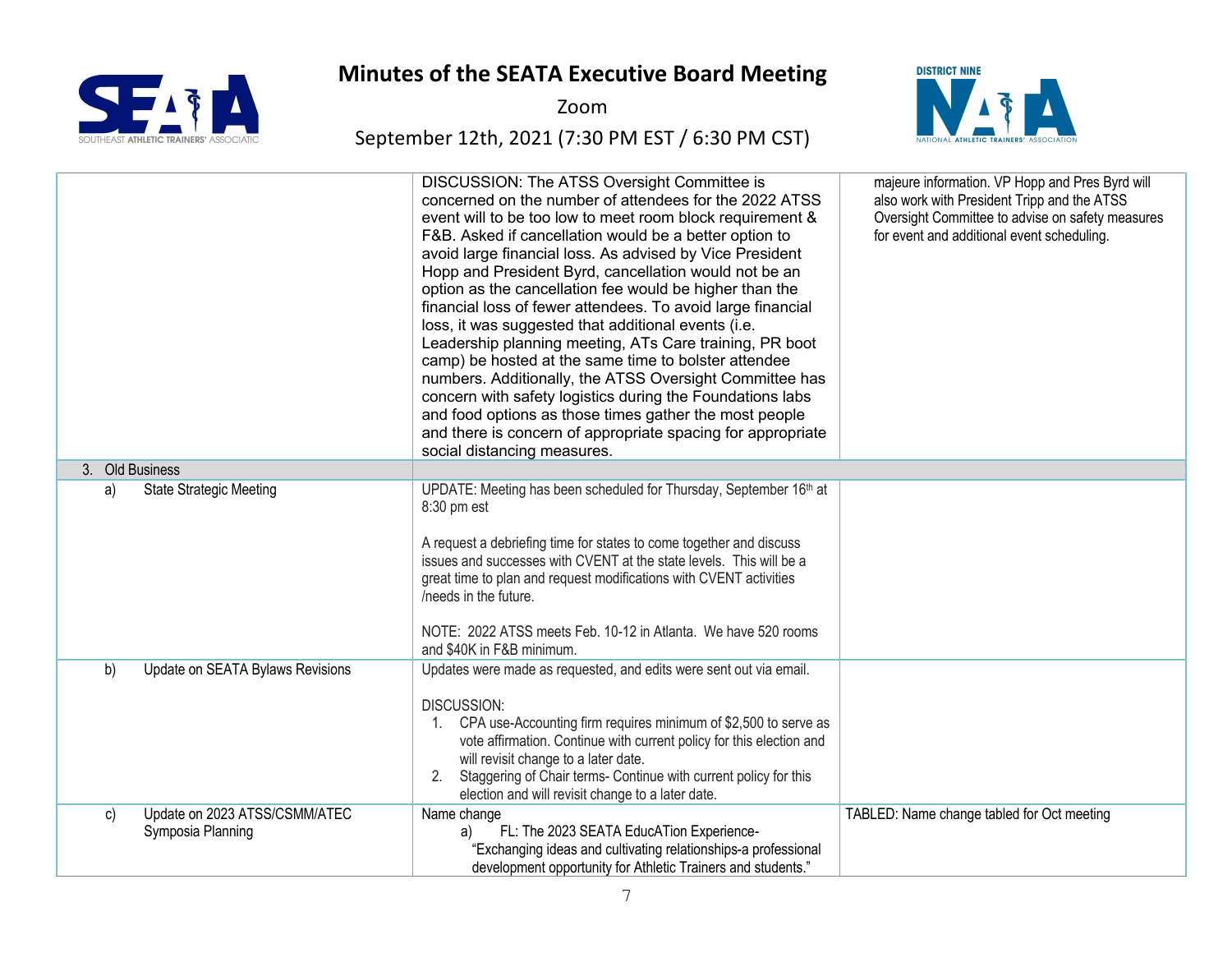# Minutes of the SEATA Executive Board Meeting

Zoom

September 12th, 2021 (7:30 PM EST / 6:30 PM CST)

| | | |
|---|---|---|
| | DISCUSSION: The ATSS Oversight Committee is concerned on the number of attendees for the 2022 ATSS event will to be too low to meet room block requirement & F&B. Asked if cancellation would be a better option to avoid large financial loss. As advised by Vice President Hopp and President Byrd, cancellation would not be an option as the cancellation fee would be higher than the financial loss of fewer attendees. To avoid large financial loss, it was suggested that additional events (i.e. Leadership planning meeting, ATs Care training, PR boot camp) be hosted at the same time to bolster attendee numbers. Additionally, the ATSS Oversight Committee has concern with safety logistics during the Foundations labs and food options as those times gather the most people and there is concern of appropriate spacing for appropriate social distancing measures. | majeure information. VP Hopp and Pres Byrd will also work with President Tripp and the ATSS Oversight Committee to advise on safety measures for event and additional event scheduling. |
| 3. Old Business | | |
| a) State Strategic Meeting | UPDATE: Meeting has been scheduled for Thursday, September 16th at 8:30 pm est<br><br>A request a debriefing time for states to come together and discuss issues and successes with CVENT at the state levels. This will be a great time to plan and request modifications with CVENT activities /needs in the future.<br><br>NOTE: 2022 ATSS meets Feb. 10-12 in Atlanta. We have 520 rooms and $40K in F&B minimum. | |
| b) Update on SEATA Bylaws Revisions | Updates were made as requested, and edits were sent out via email.<br><br>DISCUSSION:<br>1. CPA use-Accounting firm requires minimum of $2,500 to serve as vote affirmation. Continue with current policy for this election and will revisit change to a later date.<br>2. Staggering of Chair terms- Continue with current policy for this election and will revisit change to a later date. | |
| c) Update on 2023 ATSS/CSMM/ATEC Symposia Planning | Name change<br>a) FL: The 2023 SEATA EducATion Experience- "Exchanging ideas and cultivating relationships-a professional development opportunity for Athletic Trainers and students." | TABLED: Name change tabled for Oct meeting |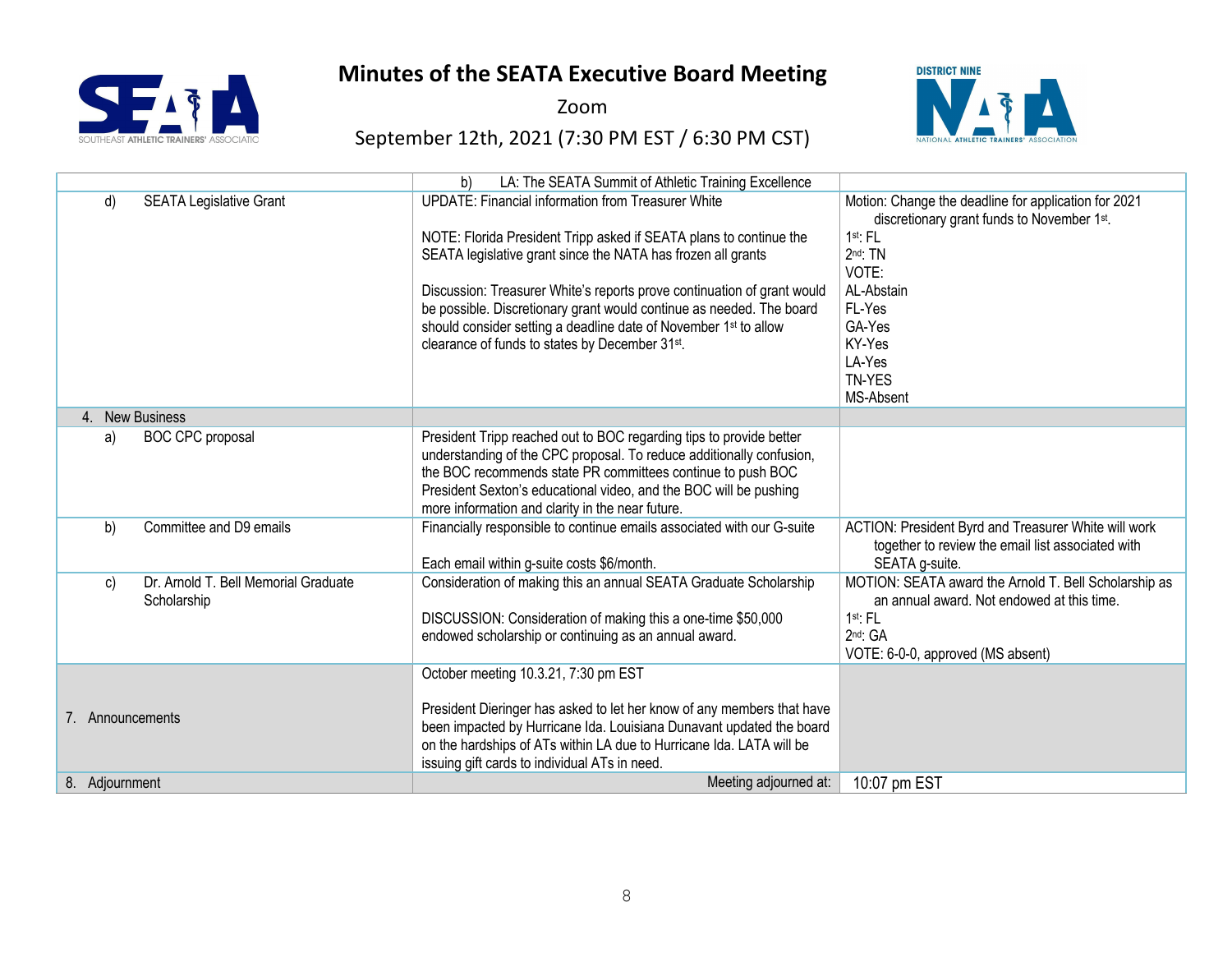# Minutes of the SEATA Executive Board Meeting

Zoom

September 12th, 2021 (7:30 PM EST / 6:30 PM CST)

| | | |
|---|---|---|
| | b) LA: The SEATA Summit of Athletic Training Excellence | |
| d) SEATA Legislative Grant | UPDATE: Financial information from Treasurer White<br><br>NOTE: Florida President Tripp asked if SEATA plans to continue the SEATA legislative grant since the NATA has frozen all grants<br><br>Discussion: Treasurer White's reports prove continuation of grant would be possible. Discretionary grant would continue as needed. The board should consider setting a deadline date of November 1st to allow clearance of funds to states by December 31st. | Motion: Change the deadline for application for 2021 discretionary grant funds to November 1st.<br>1st: FL<br>2nd: TN<br>VOTE:<br>AL-Abstain<br>FL-Yes<br>GA-Yes<br>KY-Yes<br>LA-Yes<br>TN-YES<br>MS-Absent |
| 4. New Business | | |
| a) BOC CPC proposal | President Tripp reached out to BOC regarding tips to provide better understanding of the CPC proposal. To reduce additionally confusion, the BOC recommends state PR committees continue to push BOC President Sexton's educational video, and the BOC will be pushing more information and clarity in the near future. | |
| b) Committee and D9 emails | Financially responsible to continue emails associated with our G-suite<br><br>Each email within g-suite costs $6/month. | ACTION: President Byrd and Treasurer White will work together to review the email list associated with SEATA g-suite. |
| c) Dr. Arnold T. Bell Memorial Graduate Scholarship | Consideration of making this an annual SEATA Graduate Scholarship<br><br>DISCUSSION: Consideration of making this a one-time $50,000 endowed scholarship or continuing as an annual award. | MOTION: SEATA award the Arnold T. Bell Scholarship as an annual award. Not endowed at this time.<br>1st: FL<br>2nd: GA<br>VOTE: 6-0-0, approved (MS absent) |
| 7. Announcements | October meeting 10.3.21, 7:30 pm EST<br><br>President Dieringer has asked to let her know of any members that have been impacted by Hurricane Ida. Louisiana Dunavant updated the board on the hardships of ATs within LA due to Hurricane Ida. LATA will be issuing gift cards to individual ATs in need. | |
| 8. Adjournment | Meeting adjourned at: | 10:07 pm EST |